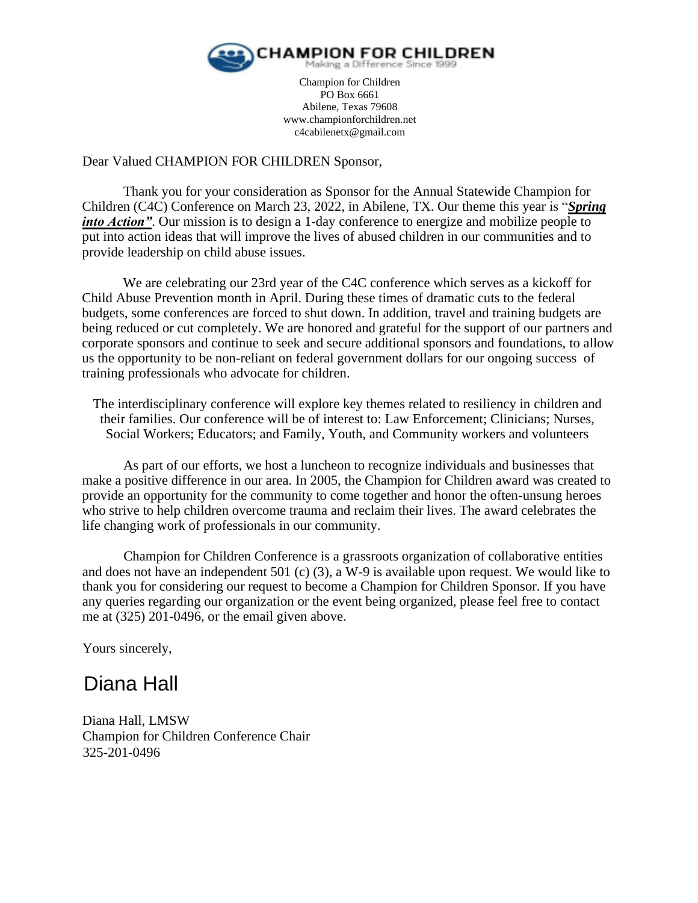**CHAMPION FOR CHILDREN**
Making a Difference Since 1999

Champion for Children
PO Box 6661
Abilene, Texas 79608
www.championforchildren.net
c4cabilenetx@gmail.com

Dear Valued CHAMPION FOR CHILDREN Sponsor,

Thank you for your consideration as Sponsor for the Annual Statewide Champion for Children (C4C) Conference on March 23, 2022, in Abilene, TX. Our theme this year is "***Spring into Action"***. Our mission is to design a 1-day conference to energize and mobilize people to put into action ideas that will improve the lives of abused children in our communities and to provide leadership on child abuse issues.

We are celebrating our 23rd year of the C4C conference which serves as a kickoff for Child Abuse Prevention month in April. During these times of dramatic cuts to the federal budgets, some conferences are forced to shut down. In addition, travel and training budgets are being reduced or cut completely. We are honored and grateful for the support of our partners and corporate sponsors and continue to seek and secure additional sponsors and foundations, to allow us the opportunity to be non-reliant on federal government dollars for our ongoing success of training professionals who advocate for children.

The interdisciplinary conference will explore key themes related to resiliency in children and their families. Our conference will be of interest to: Law Enforcement; Clinicians; Nurses, Social Workers; Educators; and Family, Youth, and Community workers and volunteers

As part of our efforts, we host a luncheon to recognize individuals and businesses that make a positive difference in our area. In 2005, the Champion for Children award was created to provide an opportunity for the community to come together and honor the often-unsung heroes who strive to help children overcome trauma and reclaim their lives. The award celebrates the life changing work of professionals in our community.

Champion for Children Conference is a grassroots organization of collaborative entities and does not have an independent 501 (c) (3), a W-9 is available upon request. We would like to thank you for considering our request to become a Champion for Children Sponsor. If you have any queries regarding our organization or the event being organized, please feel free to contact me at (325) 201-0496, or the email given above.

Yours sincerely,

Diana Hall

Diana Hall, LMSW
Champion for Children Conference Chair
325-201-0496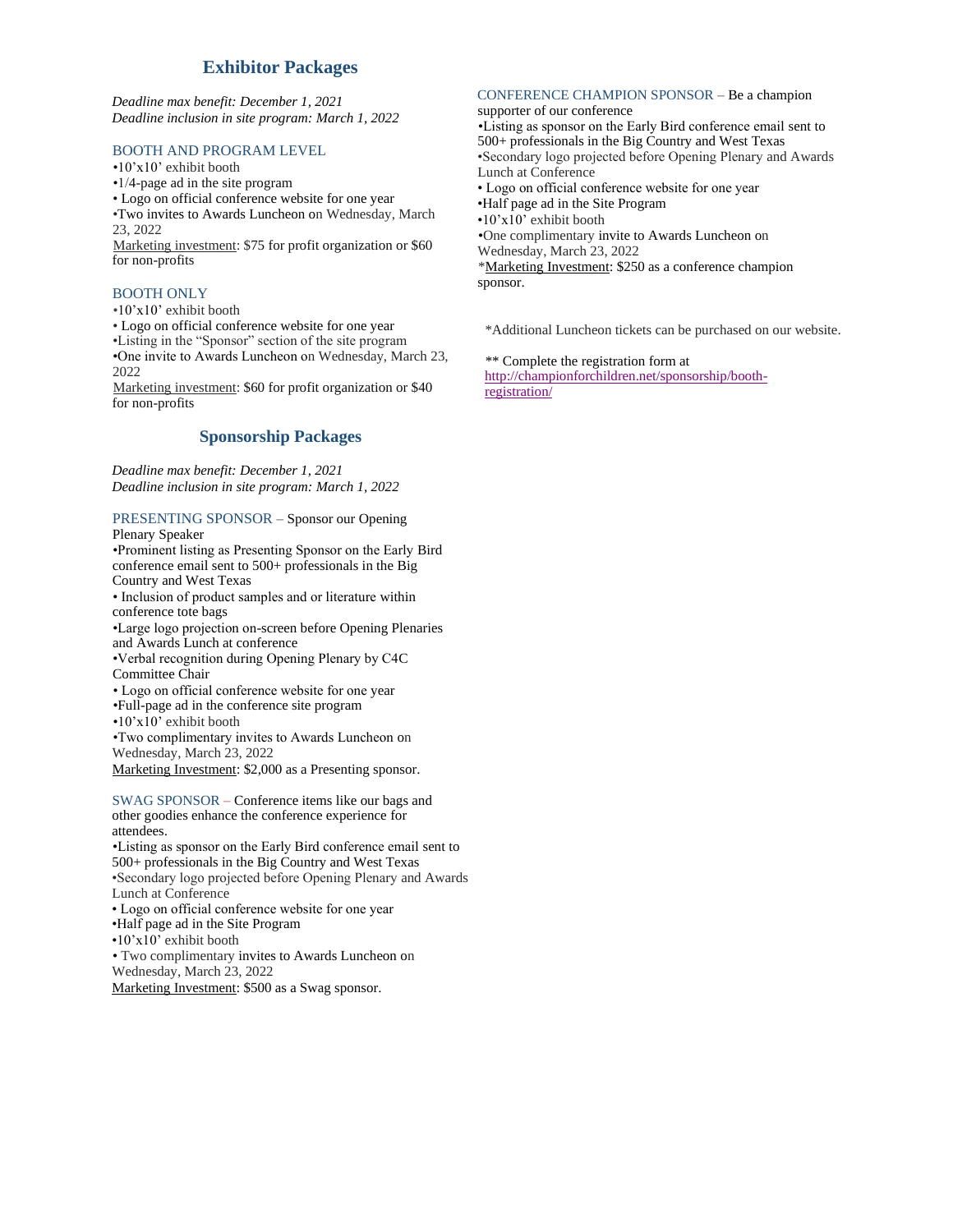## Exhibitor Packages

*Deadline max benefit: December 1, 2021*
*Deadline inclusion in site program: March 1, 2022*

### BOOTH AND PROGRAM LEVEL

•10'x10' exhibit booth
•1/4-page ad in the site program
• Logo on official conference website for one year
•Two invites to Awards Luncheon on Wednesday, March 23, 2022
Marketing investment: $75 for profit organization or $60 for non-profits

### BOOTH ONLY

•10'x10' exhibit booth
• Logo on official conference website for one year
•Listing in the "Sponsor" section of the site program
•One invite to Awards Luncheon on Wednesday, March 23, 2022
Marketing investment: $60 for profit organization or $40 for non-profits

## Sponsorship Packages

*Deadline max benefit: December 1, 2021*
*Deadline inclusion in site program: March 1, 2022*

### PRESENTING SPONSOR – Sponsor our Opening Plenary Speaker

•Prominent listing as Presenting Sponsor on the Early Bird conference email sent to 500+ professionals in the Big Country and West Texas
• Inclusion of product samples and or literature within conference tote bags
•Large logo projection on-screen before Opening Plenaries and Awards Lunch at conference
•Verbal recognition during Opening Plenary by C4C Committee Chair
• Logo on official conference website for one year
•Full-page ad in the conference site program
•10'x10' exhibit booth
•Two complimentary invites to Awards Luncheon on Wednesday, March 23, 2022
Marketing Investment: $2,000 as a Presenting sponsor.

### SWAG SPONSOR – Conference items like our bags and other goodies enhance the conference experience for attendees.

•Listing as sponsor on the Early Bird conference email sent to 500+ professionals in the Big Country and West Texas
•Secondary logo projected before Opening Plenary and Awards Lunch at Conference
• Logo on official conference website for one year
•Half page ad in the Site Program
•10'x10' exhibit booth
• Two complimentary invites to Awards Luncheon on Wednesday, March 23, 2022
Marketing Investment: $500 as a Swag sponsor.

### CONFERENCE CHAMPION SPONSOR – Be a champion supporter of our conference

•Listing as sponsor on the Early Bird conference email sent to 500+ professionals in the Big Country and West Texas
•Secondary logo projected before Opening Plenary and Awards Lunch at Conference
• Logo on official conference website for one year
•Half page ad in the Site Program
•10'x10' exhibit booth
•One complimentary invite to Awards Luncheon on Wednesday, March 23, 2022
*Marketing Investment: $250 as a conference champion sponsor.

*Additional Luncheon tickets can be purchased on our website.

** Complete the registration form at http://championforchildren.net/sponsorship/booth-registration/